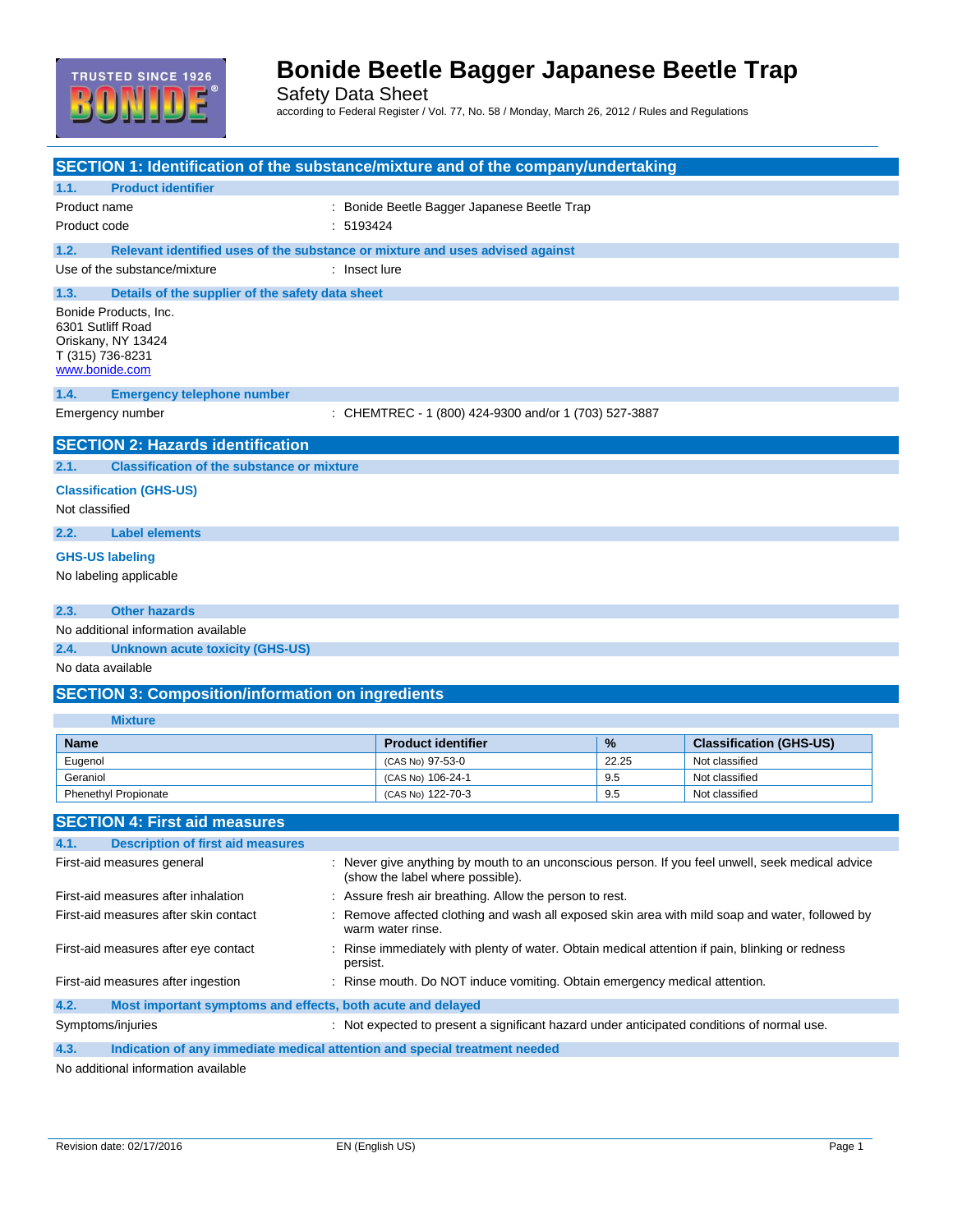# Bonide Beetle Bagger Japanese Beetle Trap

Safety Data Sheet

according to Federal Register / Vol. 77, No. 58 / Monday, March 26, 2012 / Rules and Regulations

## SECTION 1: Identification of the substance/mixture and of the company/undertaking

### 1.1. Product identifier

Product name : Bonide Beetle Bagger Japanese Beetle Trap

Product code : 5193424

### 1.2. Relevant identified uses of the substance or mixture and uses advised against

Use of the substance/mixture : Insect lure

### 1.3. Details of the supplier of the safety data sheet

Bonide Products, Inc.
6301 Sutliff Road
Oriskany, NY 13424
T (315) 736-8231
www.bonide.com

### 1.4. Emergency telephone number

Emergency number : CHEMTREC - 1 (800) 424-9300 and/or 1 (703) 527-3887

## SECTION 2: Hazards identification

### 2.1. Classification of the substance or mixture

**Classification (GHS-US)**

Not classified

### 2.2. Label elements

**GHS-US labeling**

No labeling applicable

### 2.3. Other hazards

No additional information available

### 2.4. Unknown acute toxicity (GHS-US)

No data available

## SECTION 3: Composition/information on ingredients

**Mixture**

| Name | Product identifier | % | Classification (GHS-US) |
|---|---|---|---|
| Eugenol | (CAS No) 97-53-0 | 22.25 | Not classified |
| Geraniol | (CAS No) 106-24-1 | 9.5 | Not classified |
| Phenethyl Propionate | (CAS No) 122-70-3 | 9.5 | Not classified |

## SECTION 4: First aid measures

### 4.1. Description of first aid measures

First-aid measures general : Never give anything by mouth to an unconscious person. If you feel unwell, seek medical advice (show the label where possible).

First-aid measures after inhalation : Assure fresh air breathing. Allow the person to rest.

First-aid measures after skin contact : Remove affected clothing and wash all exposed skin area with mild soap and water, followed by warm water rinse.

First-aid measures after eye contact : Rinse immediately with plenty of water. Obtain medical attention if pain, blinking or redness persist.

First-aid measures after ingestion : Rinse mouth. Do NOT induce vomiting. Obtain emergency medical attention.

### 4.2. Most important symptoms and effects, both acute and delayed

Symptoms/injuries : Not expected to present a significant hazard under anticipated conditions of normal use.

### 4.3. Indication of any immediate medical attention and special treatment needed

No additional information available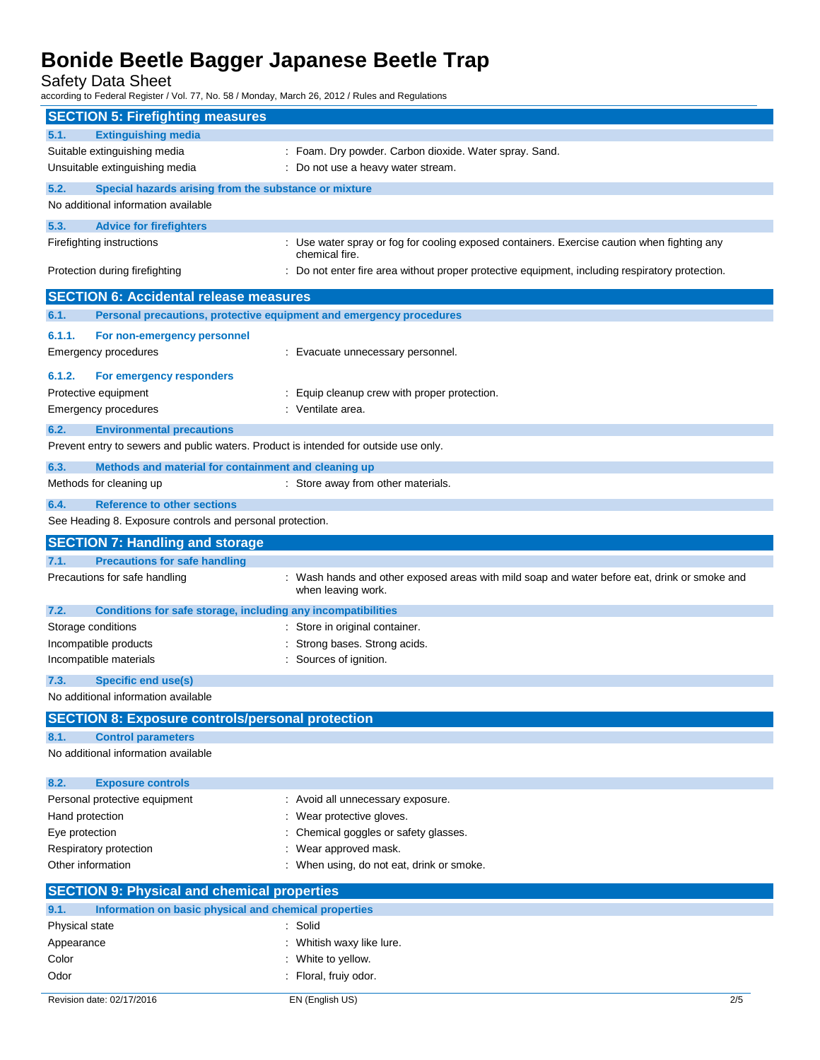## SECTION 5: Firefighting measures

### 5.1. Extinguishing media

| | |
|---|---|
| Suitable extinguishing media | : Foam. Dry powder. Carbon dioxide. Water spray. Sand. |
| Unsuitable extinguishing media | : Do not use a heavy water stream. |

### 5.2. Special hazards arising from the substance or mixture

No additional information available

### 5.3. Advice for firefighters

| | |
|---|---|
| Firefighting instructions | : Use water spray or fog for cooling exposed containers. Exercise caution when fighting any chemical fire. |
| Protection during firefighting | : Do not enter fire area without proper protective equipment, including respiratory protection. |

## SECTION 6: Accidental release measures

### 6.1. Personal precautions, protective equipment and emergency procedures

#### 6.1.1. For non-emergency personnel

| | |
|---|---|
| Emergency procedures | : Evacuate unnecessary personnel. |

#### 6.1.2. For emergency responders

| | |
|---|---|
| Protective equipment | : Equip cleanup crew with proper protection. |
| Emergency procedures | : Ventilate area. |

### 6.2. Environmental precautions

Prevent entry to sewers and public waters. Product is intended for outside use only.

### 6.3. Methods and material for containment and cleaning up

| | |
|---|---|
| Methods for cleaning up | : Store away from other materials. |

### 6.4. Reference to other sections

See Heading 8. Exposure controls and personal protection.

## SECTION 7: Handling and storage

### 7.1. Precautions for safe handling

| | |
|---|---|
| Precautions for safe handling | : Wash hands and other exposed areas with mild soap and water before eat, drink or smoke and when leaving work. |

### 7.2. Conditions for safe storage, including any incompatibilities

| | |
|---|---|
| Storage conditions | : Store in original container. |
| Incompatible products | : Strong bases. Strong acids. |
| Incompatible materials | : Sources of ignition. |

### 7.3. Specific end use(s)

No additional information available

## SECTION 8: Exposure controls/personal protection

### 8.1. Control parameters

No additional information available

### 8.2. Exposure controls

| | |
|---|---|
| Personal protective equipment | : Avoid all unnecessary exposure. |
| Hand protection | : Wear protective gloves. |
| Eye protection | : Chemical goggles or safety glasses. |
| Respiratory protection | : Wear approved mask. |
| Other information | : When using, do not eat, drink or smoke. |

## SECTION 9: Physical and chemical properties

### 9.1. Information on basic physical and chemical properties

| | |
|---|---|
| Physical state | : Solid |
| Appearance | : Whitish waxy like lure. |
| Color | : White to yellow. |
| Odor | : Floral, fruiy odor. |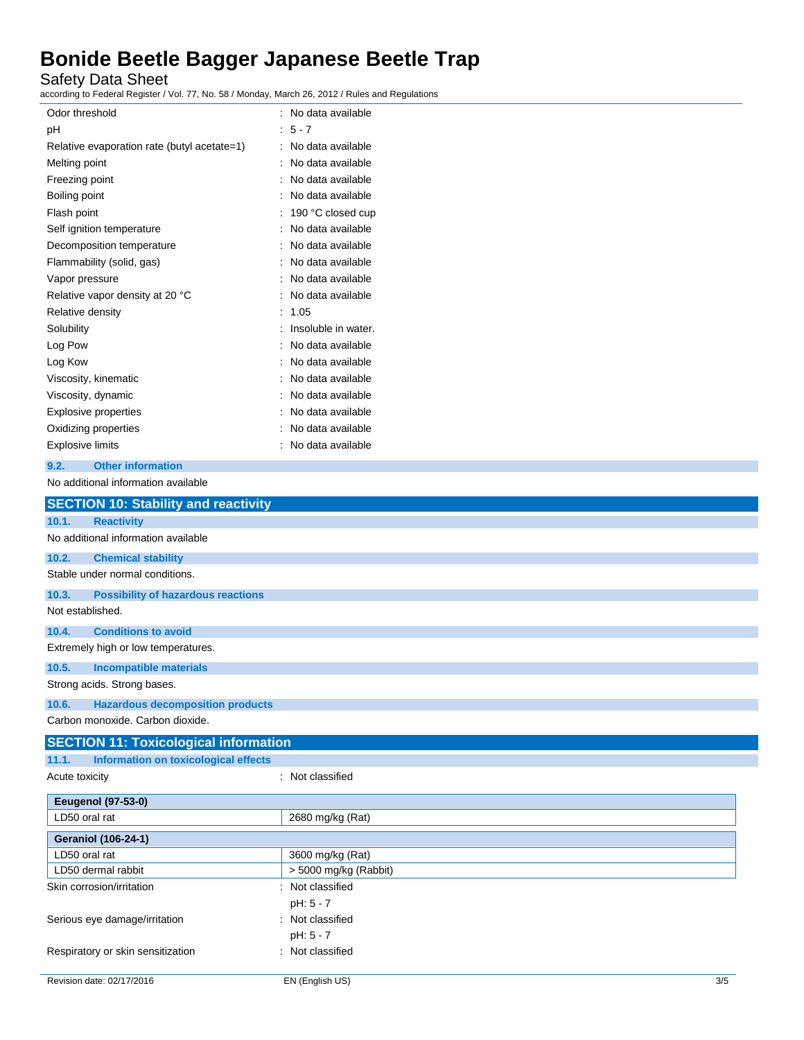| | |
|---|---|
| Odor threshold | : No data available |
| pH | : 5 - 7 |
| Relative evaporation rate (butyl acetate=1) | : No data available |
| Melting point | : No data available |
| Freezing point | : No data available |
| Boiling point | : No data available |
| Flash point | : 190 °C closed cup |
| Self ignition temperature | : No data available |
| Decomposition temperature | : No data available |
| Flammability (solid, gas) | : No data available |
| Vapor pressure | : No data available |
| Relative vapor density at 20 °C | : No data available |
| Relative density | : 1.05 |
| Solubility | : Insoluble in water. |
| Log Pow | : No data available |
| Log Kow | : No data available |
| Viscosity, kinematic | : No data available |
| Viscosity, dynamic | : No data available |
| Explosive properties | : No data available |
| Oxidizing properties | : No data available |
| Explosive limits | : No data available |

### 9.2. Other information

No additional information available

## SECTION 10: Stability and reactivity

### 10.1. Reactivity

No additional information available

### 10.2. Chemical stability

Stable under normal conditions.

### 10.3. Possibility of hazardous reactions

Not established.

### 10.4. Conditions to avoid

Extremely high or low temperatures.

### 10.5. Incompatible materials

Strong acids. Strong bases.

### 10.6. Hazardous decomposition products

Carbon monoxide. Carbon dioxide.

## SECTION 11: Toxicological information

### 11.1. Information on toxicological effects

Acute toxicity : Not classified

| Eeugenol (97-53-0) | |
|---|---|
| LD50 oral rat | 2680 mg/kg (Rat) |

| Geraniol (106-24-1) | |
|---|---|
| LD50 oral rat | 3600 mg/kg (Rat) |
| LD50 dermal rabbit | > 5000 mg/kg (Rabbit) |

| | |
|---|---|
| Skin corrosion/irritation | : Not classified<br>pH: 5 - 7 |
| Serious eye damage/irritation | : Not classified<br>pH: 5 - 7 |
| Respiratory or skin sensitization | : Not classified |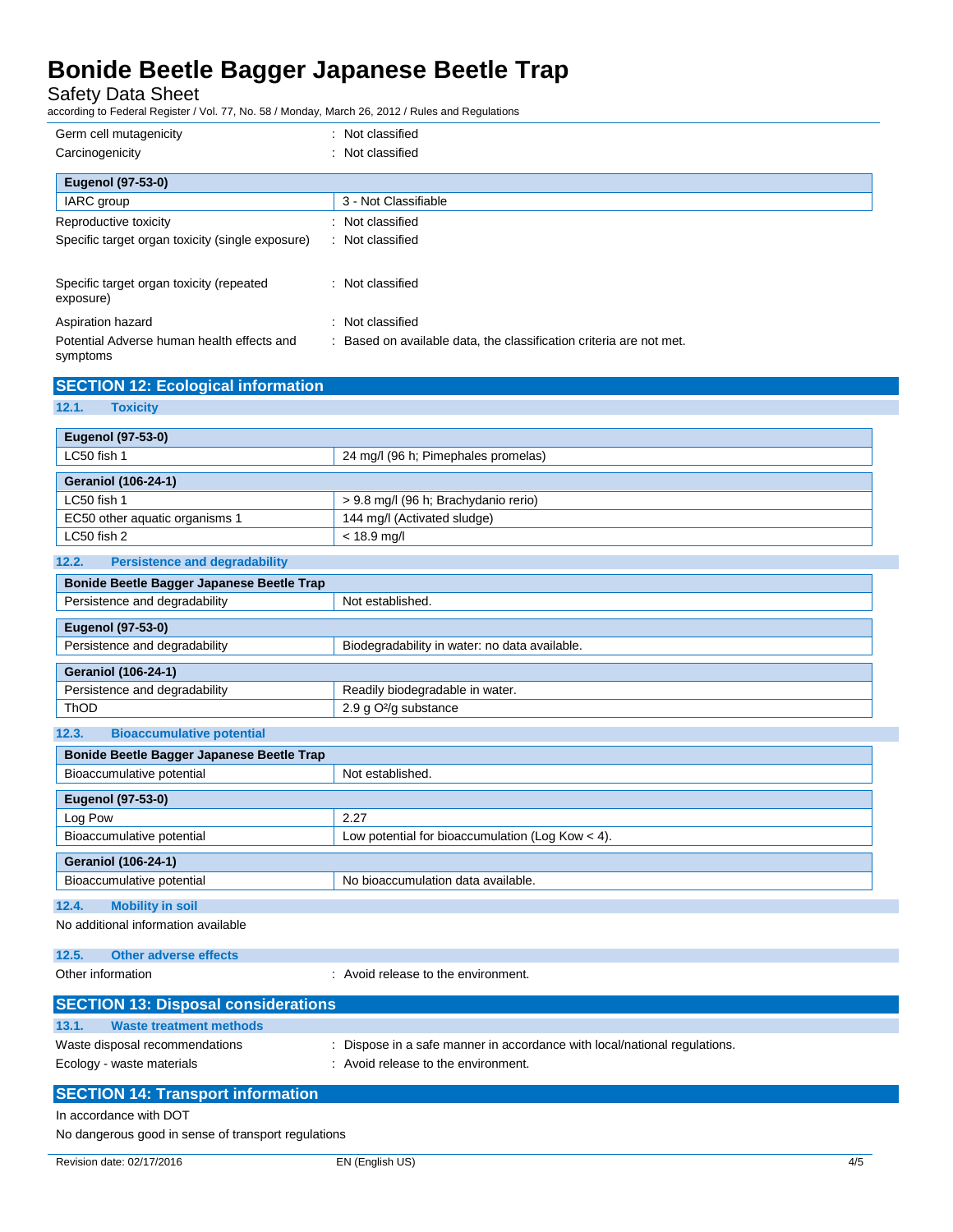Germ cell mutagenicity : Not classified

Carcinogenicity : Not classified

| Eugenol (97-53-0) | |
|---|---|
| IARC group | 3 - Not Classifiable |

Reproductive toxicity : Not classified

Specific target organ toxicity (single exposure) : Not classified

Specific target organ toxicity (repeated exposure) : Not classified

Aspiration hazard : Not classified

Potential Adverse human health effects and symptoms : Based on available data, the classification criteria are not met.

## SECTION 12: Ecological information

### 12.1. Toxicity

| Eugenol (97-53-0) | |
|---|---|
| LC50 fish 1 | 24 mg/l (96 h; Pimephales promelas) |

| Geraniol (106-24-1) | |
|---|---|
| LC50 fish 1 | > 9.8 mg/l (96 h; Brachydanio rerio) |
| EC50 other aquatic organisms 1 | 144 mg/l (Activated sludge) |
| LC50 fish 2 | < 18.9 mg/l |

### 12.2. Persistence and degradability

| Bonide Beetle Bagger Japanese Beetle Trap | |
|---|---|
| Persistence and degradability | Not established. |

| Eugenol (97-53-0) | |
|---|---|
| Persistence and degradability | Biodegradability in water: no data available. |

| Geraniol (106-24-1) | |
|---|---|
| Persistence and degradability | Readily biodegradable in water. |
| ThOD | 2.9 g $O^2$/g substance |

### 12.3. Bioaccumulative potential

| Bonide Beetle Bagger Japanese Beetle Trap | |
|---|---|
| Bioaccumulative potential | Not established. |

| Eugenol (97-53-0) | |
|---|---|
| Log Pow | 2.27 |
| Bioaccumulative potential | Low potential for bioaccumulation (Log Kow < 4). |

| Geraniol (106-24-1) | |
|---|---|
| Bioaccumulative potential | No bioaccumulation data available. |

### 12.4. Mobility in soil

No additional information available

### 12.5. Other adverse effects

Other information : Avoid release to the environment.

## SECTION 13: Disposal considerations

### 13.1. Waste treatment methods

Waste disposal recommendations : Dispose in a safe manner in accordance with local/national regulations.

Ecology - waste materials : Avoid release to the environment.

## SECTION 14: Transport information

In accordance with DOT

No dangerous good in sense of transport regulations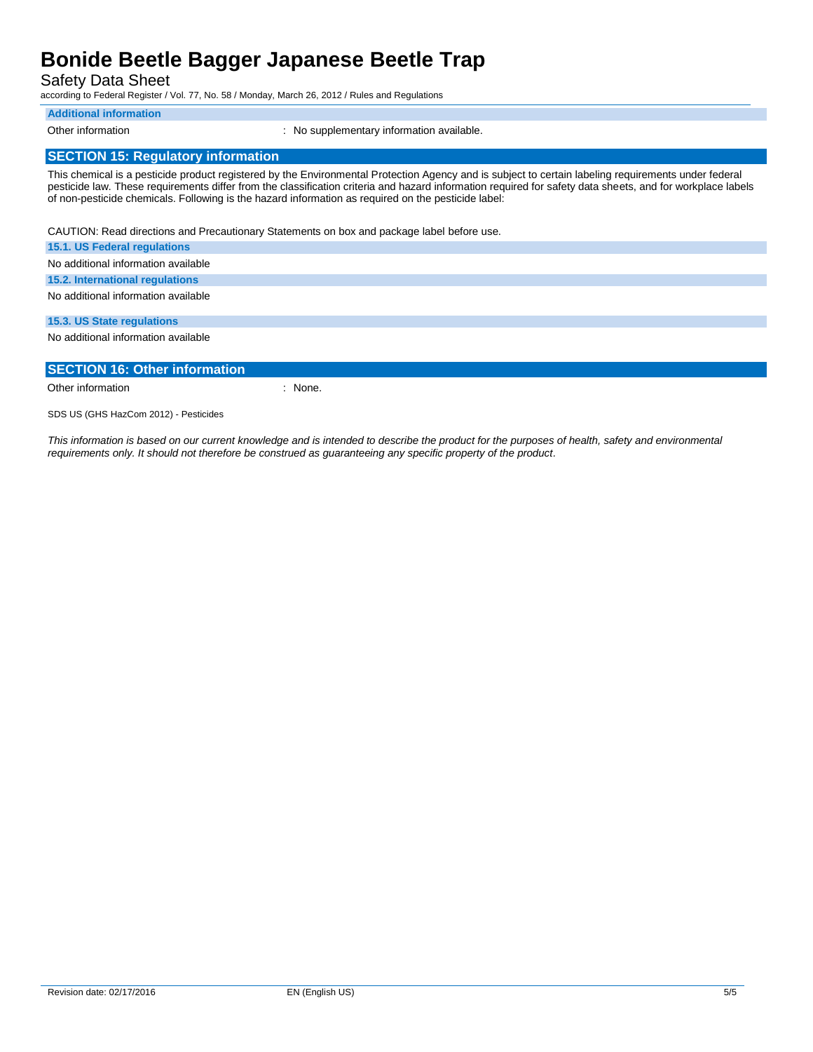### Additional information

| | |
|---|---|
| Other information | : No supplementary information available. |

## SECTION 15: Regulatory information

This chemical is a pesticide product registered by the Environmental Protection Agency and is subject to certain labeling requirements under federal pesticide law. These requirements differ from the classification criteria and hazard information required for safety data sheets, and for workplace labels of non-pesticide chemicals. Following is the hazard information as required on the pesticide label:

CAUTION: Read directions and Precautionary Statements on box and package label before use.

### 15.1. US Federal regulations

No additional information available

### 15.2. International regulations

No additional information available

### 15.3. US State regulations

No additional information available

## SECTION 16: Other information

| | |
|---|---|
| Other information | : None. |

SDS US (GHS HazCom 2012) - Pesticides

*This information is based on our current knowledge and is intended to describe the product for the purposes of health, safety and environmental requirements only. It should not therefore be construed as guaranteeing any specific property of the product.*